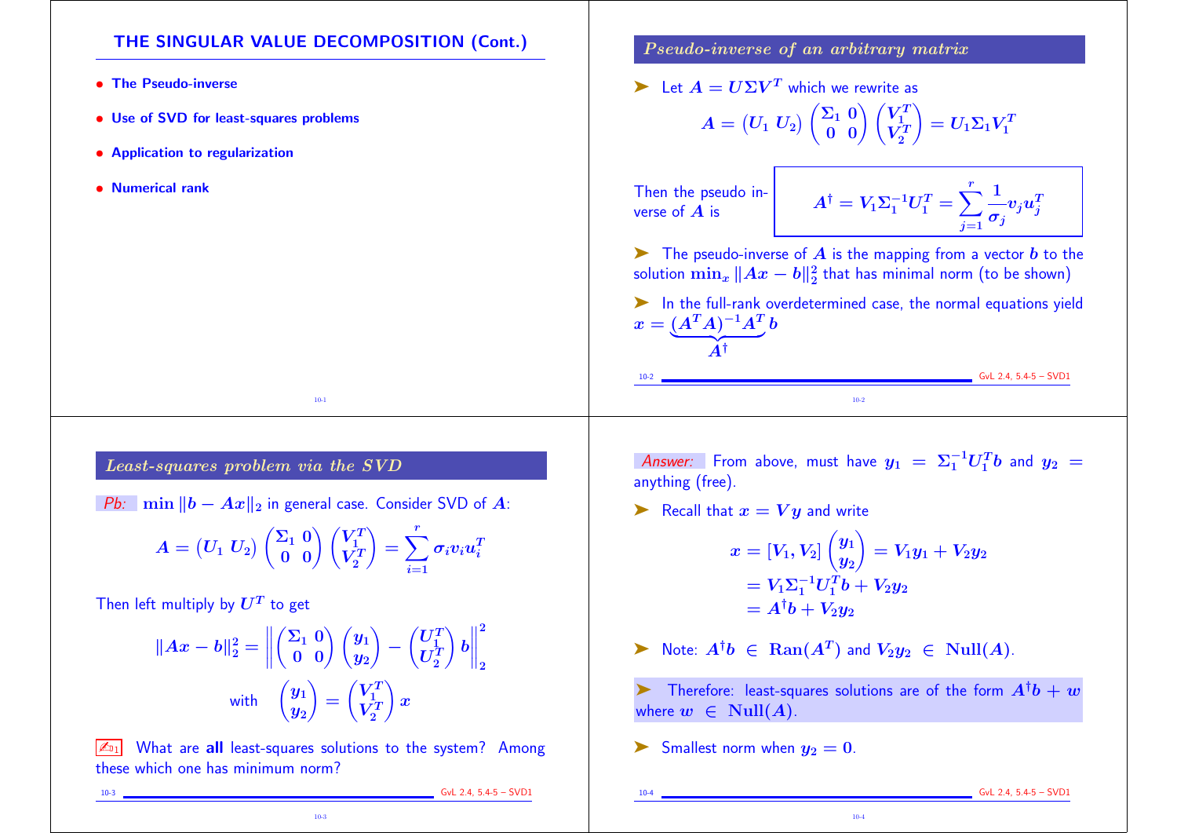# THE SINGULAR VALUE DECOMPOSITION (Cont.)

- **The Pseudo-inverse**
- **Use of SVD for least-squares problems**
- **Application to regularization**
- **Numerical rank**

## *Pseudo-inverse of an arbitrary matrix*

➤ Let $A = U\Sigma V^T$ which we rewrite as

$$A = (U_1 \; U_2) \begin{pmatrix} \Sigma_1 & 0 \\ 0 & 0 \end{pmatrix} \begin{pmatrix} V_1^T \\ V_2^T \end{pmatrix} = U_1 \Sigma_1 V_1^T$$

Then the pseudo inverse of $A$ is

$$A^\dagger = V_1 \Sigma_1^{-1} U_1^T = \sum_{j=1}^{r} \frac{1}{\sigma_j} v_j u_j^T$$

➤ The pseudo-inverse of $A$ is the mapping from a vector $b$ to the solution $\min_x \|Ax - b\|_2^2$ that has minimal norm (to be shown)

➤ In the full-rank overdetermined case, the normal equations yield $x = \underbrace{(A^T A)^{-1} A^T}_{A^\dagger} b$

## *Least-squares problem via the SVD*

*Pb:* $\min \|b - Ax\|_2$ in general case. Consider SVD of $A$:

$$A = (U_1 \; U_2) \begin{pmatrix} \Sigma_1 & 0 \\ 0 & 0 \end{pmatrix} \begin{pmatrix} V_1^T \\ V_2^T \end{pmatrix} = \sum_{i=1}^{r} \sigma_i v_i u_i^T$$

Then left multiply by $U^T$ to get

$$\|Ax - b\|_2^2 = \left\| \begin{pmatrix} \Sigma_1 & 0 \\ 0 & 0 \end{pmatrix} \begin{pmatrix} y_1 \\ y_2 \end{pmatrix} - \begin{pmatrix} U_1^T \\ U_2^T \end{pmatrix} b \right\|_2^2$$

$$\text{with} \quad \begin{pmatrix} y_1 \\ y_2 \end{pmatrix} = \begin{pmatrix} V_1^T \\ V_2^T \end{pmatrix} x$$

✍ What are **all** least-squares solutions to the system? Among these which one has minimum norm?

*Answer:* From above, must have $y_1 = \Sigma_1^{-1} U_1^T b$ and $y_2 =$ anything (free).

➤ Recall that $x = Vy$ and write

$$\begin{aligned} x = [V_1, V_2] \begin{pmatrix} y_1 \\ y_2 \end{pmatrix} &= V_1 y_1 + V_2 y_2 \\ &= V_1 \Sigma_1^{-1} U_1^T b + V_2 y_2 \\ &= A^\dagger b + V_2 y_2 \end{aligned}$$

➤ Note: $A^\dagger b \in \mathbf{Ran}(A^T)$ and $V_2 y_2 \in \mathbf{Null}(A)$.

➤ Therefore: least-squares solutions are of the form $A^\dagger b + w$ where $w \in \mathbf{Null}(A)$.

➤ Smallest norm when $y_2 = 0$.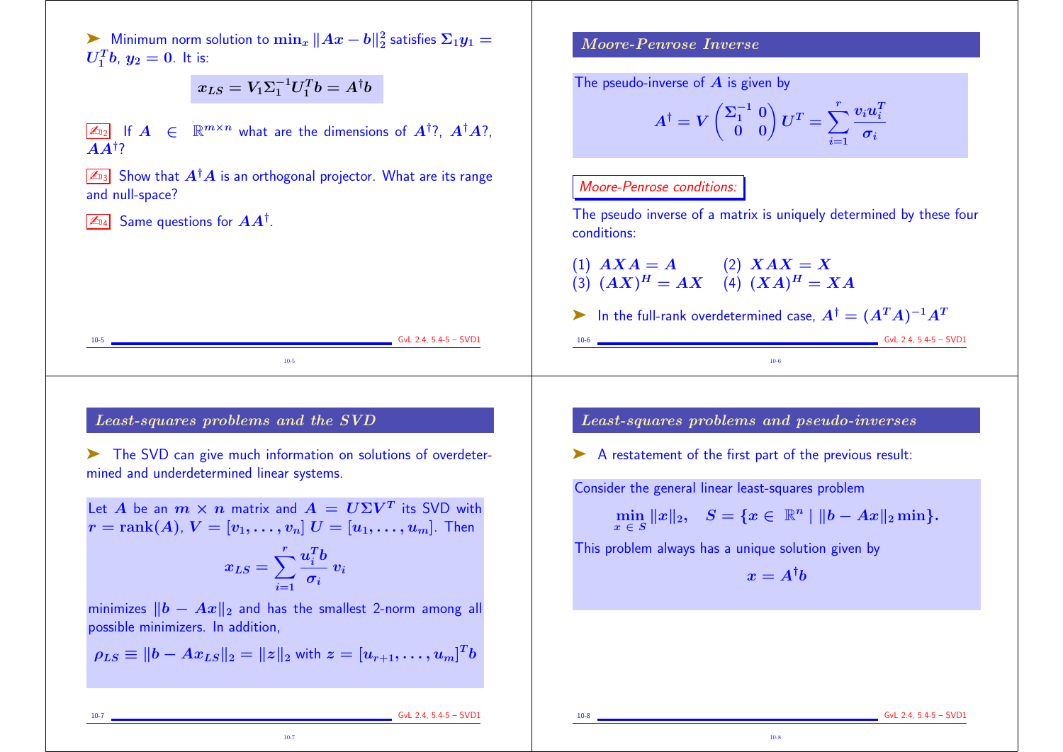➤ Minimum norm solution to $\min_x \|Ax - b\|_2^2$ satisfies $\Sigma_1 y_1 = U_1^T b$, $y_2 = 0$. It is:

$$x_{LS} = V_1 \Sigma_1^{-1} U_1^T b = A^\dagger b$$

✍ If $A \in \mathbb{R}^{m \times n}$ what are the dimensions of $A^\dagger$?, $A^\dagger A$?, $AA^\dagger$?

✍ Show that $A^\dagger A$ is an orthogonal projector. What are its range and null-space?

✍ Same questions for $AA^\dagger$.

## Moore-Penrose Inverse

The pseudo-inverse of $A$ is given by

$$A^\dagger = V \begin{pmatrix} \Sigma_1^{-1} & 0 \\ 0 & 0 \end{pmatrix} U^T = \sum_{i=1}^{r} \frac{v_i u_i^T}{\sigma_i}$$

*Moore-Penrose conditions:*

The pseudo inverse of a matrix is uniquely determined by these four conditions:

(1) $AXA = A$ (2) $XAX = X$

(3) $(AX)^H = AX$ (4) $(XA)^H = XA$

➤ In the full-rank overdetermined case, $A^\dagger = (A^T A)^{-1} A^T$

## Least-squares problems and the SVD

➤ The SVD can give much information on solutions of overdetermined and underdetermined linear systems.

Let $A$ be an $m \times n$ matrix and $A = U \Sigma V^T$ its SVD with $r = \text{rank}(A)$, $V = [v_1, \ldots, v_n]$ $U = [u_1, \ldots, u_m]$. Then

$$x_{LS} = \sum_{i=1}^{r} \frac{u_i^T b}{\sigma_i} v_i$$

minimizes $\|b - Ax\|_2$ and has the smallest 2-norm among all possible minimizers. In addition,

$$\rho_{LS} \equiv \|b - Ax_{LS}\|_2 = \|z\|_2 \text{ with } z = [u_{r+1}, \ldots, u_m]^T b$$

## Least-squares problems and pseudo-inverses

➤ A restatement of the first part of the previous result:

Consider the general linear least-squares problem

$$\min_{x \in S} \|x\|_2, \quad S = \{x \in \mathbb{R}^n \mid \|b - Ax\|_2 \min\}.$$

This problem always has a unique solution given by

$$x = A^\dagger b$$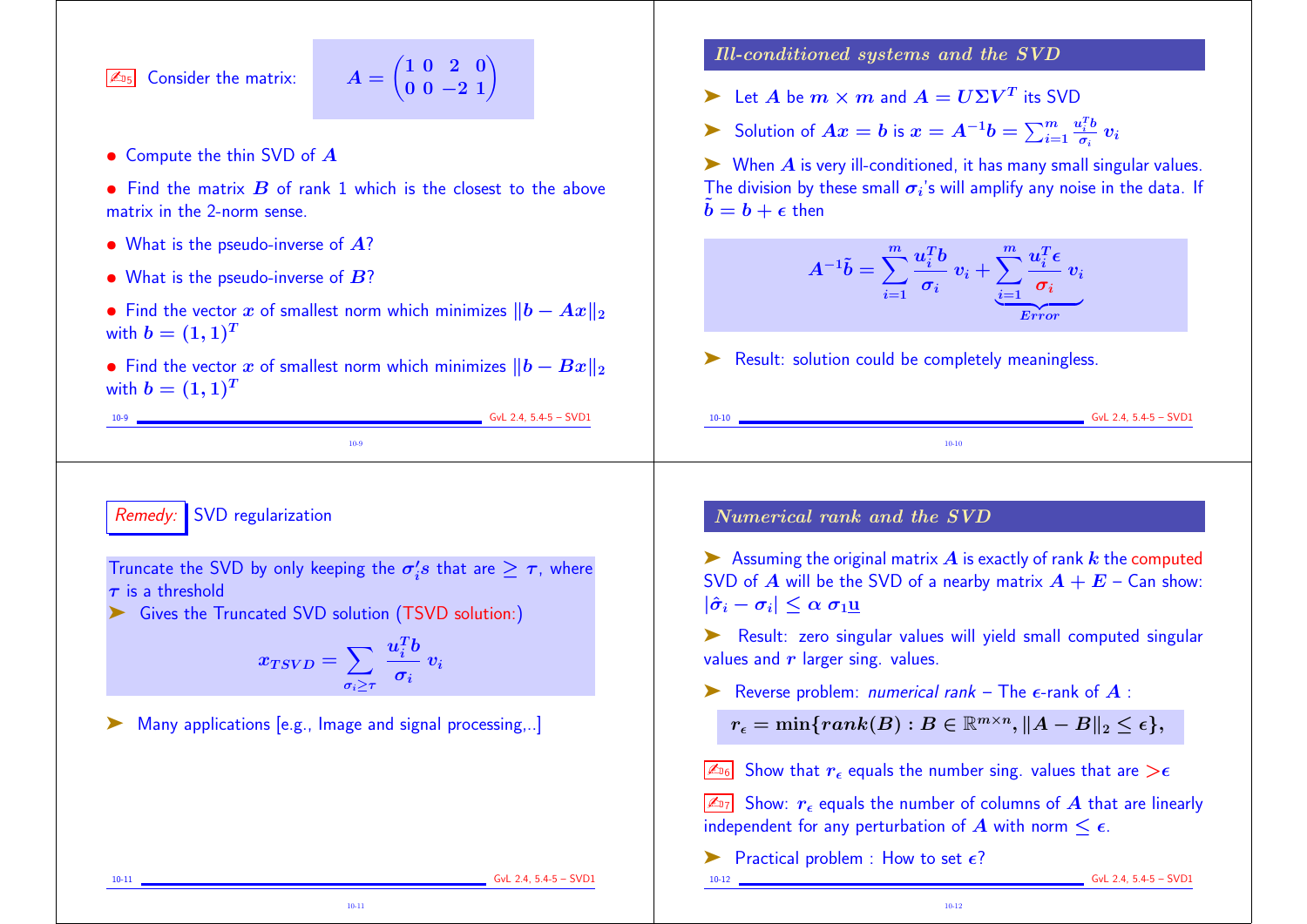✍5 Consider the matrix:

$$A = \begin{pmatrix} 1 & 0 & 2 & 0 \\ 0 & 0 & -2 & 1 \end{pmatrix}$$

- Compute the thin SVD of $A$
- Find the matrix $B$ of rank 1 which is the closest to the above matrix in the 2-norm sense.
- What is the pseudo-inverse of $A$?
- What is the pseudo-inverse of $B$?
- Find the vector $x$ of smallest norm which minimizes $\|b - Ax\|_2$ with $b = (1, 1)^T$
- Find the vector $x$ of smallest norm which minimizes $\|b - Bx\|_2$ with $b = (1, 1)^T$

## *Ill-conditioned systems and the SVD*

➤ Let $A$ be $m \times m$ and $A = U\Sigma V^T$ its SVD

➤ Solution of $Ax = b$ is $x = A^{-1}b = \sum_{i=1}^{m} \frac{u_i^T b}{\sigma_i} v_i$

➤ When $A$ is very ill-conditioned, it has many small singular values. The division by these small $\sigma_i$'s will amplify any noise in the data. If $\tilde{b} = b + \epsilon$ then

$$A^{-1}\tilde{b} = \sum_{i=1}^{m} \frac{u_i^T b}{\sigma_i} v_i + \underbrace{\sum_{i=1}^{m} \frac{u_i^T \epsilon}{\sigma_i} v_i}_{Error}$$

➤ Result: solution could be completely meaningless.

*Remedy:* SVD regularization

Truncate the SVD by only keeping the $\sigma_i's$ that are $\geq \tau$, where $\tau$ is a threshold

➤ Gives the Truncated SVD solution (TSVD solution:)

$$x_{TSVD} = \sum_{\sigma_i \geq \tau} \frac{u_i^T b}{\sigma_i} v_i$$

➤ Many applications [e.g., Image and signal processing,..]

## *Numerical rank and the SVD*

➤ Assuming the original matrix $A$ is exactly of rank $k$ the computed SVD of $A$ will be the SVD of a nearby matrix $A + E$ – Can show: $|\hat{\sigma}_i - \sigma_i| \leq \alpha \, \sigma_1 \underline{\mathbf{u}}$

➤ Result: zero singular values will yield small computed singular values and $r$ larger sing. values.

➤ Reverse problem: *numerical rank* – The $\epsilon$-rank of $A$ :

$$r_\epsilon = \min\{rank(B) : B \in \mathbb{R}^{m \times n}, \|A - B\|_2 \leq \epsilon\},$$

✍6 Show that $r_\epsilon$ equals the number sing. values that are $>\epsilon$

✍7 Show: $r_\epsilon$ equals the number of columns of $A$ that are linearly independent for any perturbation of $A$ with norm $\leq \epsilon$.

➤ Practical problem : How to set $\epsilon$?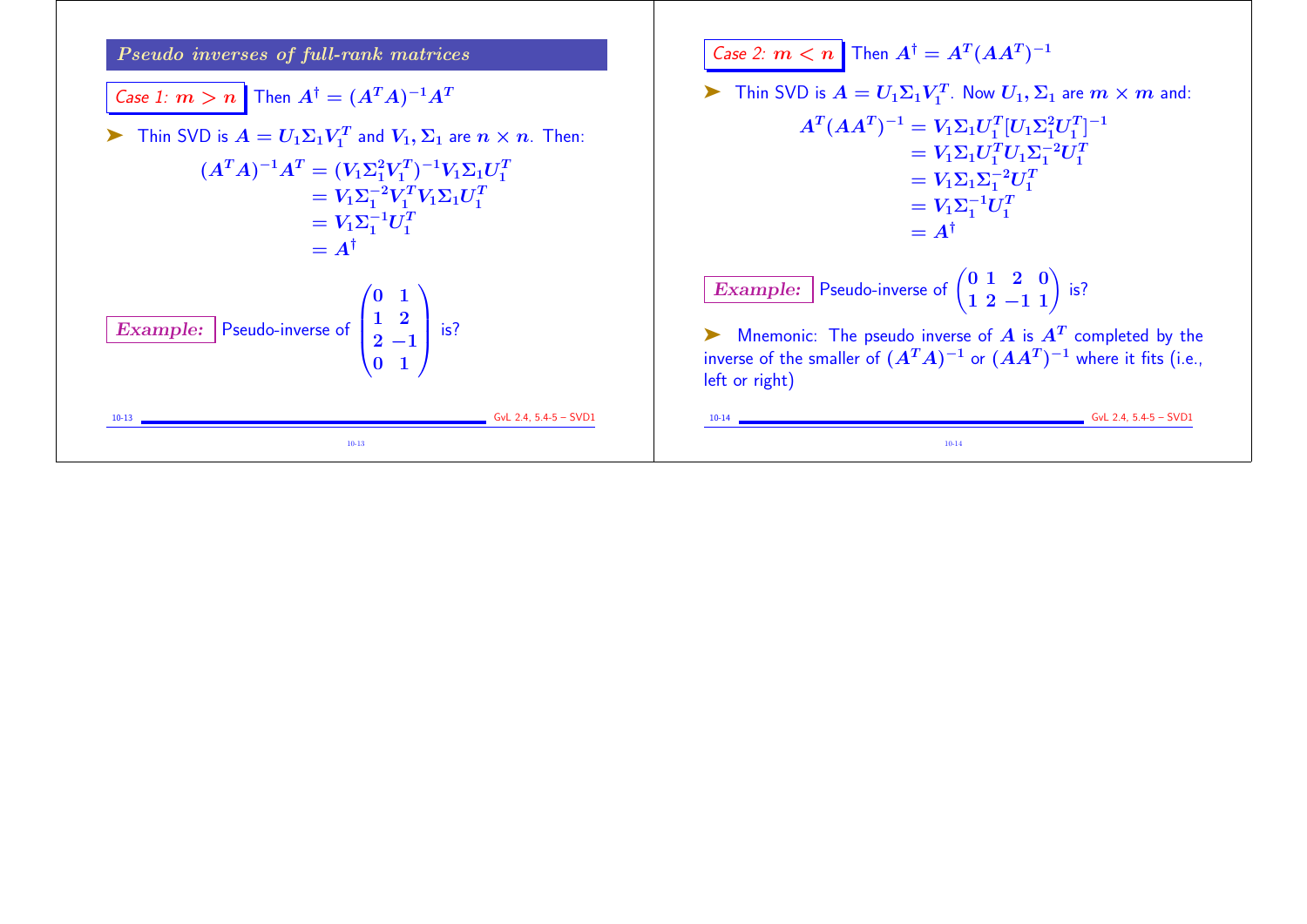## Pseudo inverses of full-rank matrices

*Case 1:* $m > n$ Then $A^\dagger = (A^T A)^{-1} A^T$

➤ Thin SVD is $A = U_1 \Sigma_1 V_1^T$ and $V_1, \Sigma_1$ are $n \times n$. Then:

$$
\begin{aligned}
(A^T A)^{-1} A^T &= (V_1 \Sigma_1^2 V_1^T)^{-1} V_1 \Sigma_1 U_1^T \\
&= V_1 \Sigma_1^{-2} V_1^T V_1 \Sigma_1 U_1^T \\
&= V_1 \Sigma_1^{-1} U_1^T \\
&= A^\dagger
\end{aligned}
$$

***Example:*** Pseudo-inverse of $\begin{pmatrix} 0 & 1 \\ 1 & 2 \\ 2 & -1 \\ 0 & 1 \end{pmatrix}$ is?

*Case 2:* $m < n$ Then $A^\dagger = A^T (A A^T)^{-1}$

➤ Thin SVD is $A = U_1 \Sigma_1 V_1^T$. Now $U_1, \Sigma_1$ are $m \times m$ and:

$$
\begin{aligned}
A^T (A A^T)^{-1} &= V_1 \Sigma_1 U_1^T [U_1 \Sigma_1^2 U_1^T]^{-1} \\
&= V_1 \Sigma_1 U_1^T U_1 \Sigma_1^{-2} U_1^T \\
&= V_1 \Sigma_1 \Sigma_1^{-2} U_1^T \\
&= V_1 \Sigma_1^{-1} U_1^T \\
&= A^\dagger
\end{aligned}
$$

***Example:*** Pseudo-inverse of $\begin{pmatrix} 0 & 1 & 2 & 0 \\ 1 & 2 & -1 & 1 \end{pmatrix}$ is?

➤ Mnemonic: The pseudo inverse of $A$ is $A^T$ completed by the inverse of the smaller of $(A^T A)^{-1}$ or $(A A^T)^{-1}$ where it fits (i.e., left or right)